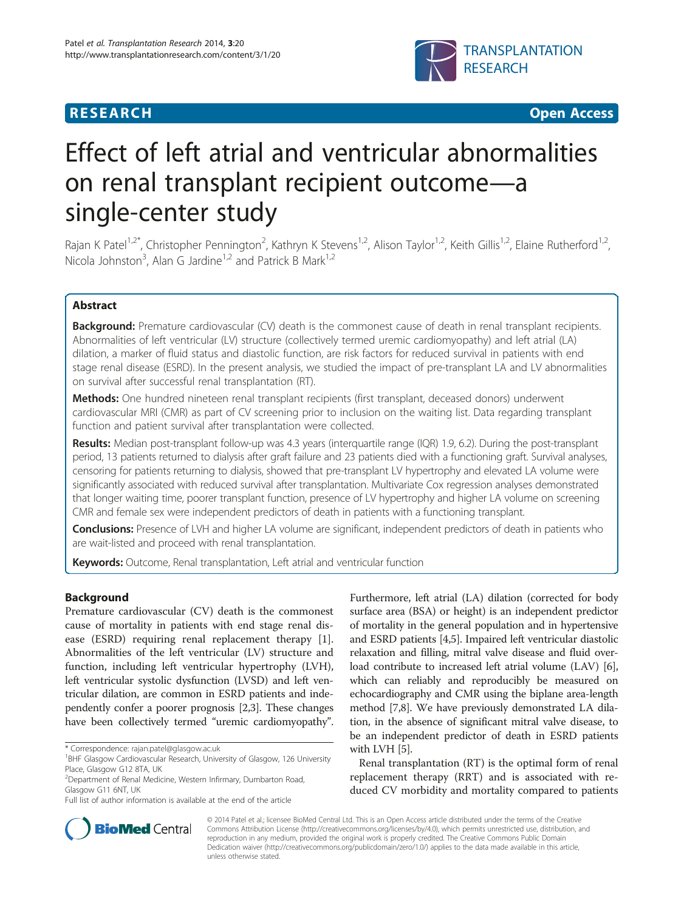**RESEARCH** **Open Access**

# Effect of left atrial and ventricular abnormalities on renal transplant recipient outcome—a single-center study

Rajan K Patel[1,2*], Christopher Pennington[2], Kathryn K Stevens[1,2], Alison Taylor[1,2], Keith Gillis[1,2], Elaine Rutherford[1,2], Nicola Johnston[3], Alan G Jardine[1,2] and Patrick B Mark[1,2]

## Abstract

**Background:** Premature cardiovascular (CV) death is the commonest cause of death in renal transplant recipients. Abnormalities of left ventricular (LV) structure (collectively termed uremic cardiomyopathy) and left atrial (LA) dilation, a marker of fluid status and diastolic function, are risk factors for reduced survival in patients with end stage renal disease (ESRD). In the present analysis, we studied the impact of pre-transplant LA and LV abnormalities on survival after successful renal transplantation (RT).

**Methods:** One hundred nineteen renal transplant recipients (first transplant, deceased donors) underwent cardiovascular MRI (CMR) as part of CV screening prior to inclusion on the waiting list. Data regarding transplant function and patient survival after transplantation were collected.

**Results:** Median post-transplant follow-up was 4.3 years (interquartile range (IQR) 1.9, 6.2). During the post-transplant period, 13 patients returned to dialysis after graft failure and 23 patients died with a functioning graft. Survival analyses, censoring for patients returning to dialysis, showed that pre-transplant LV hypertrophy and elevated LA volume were significantly associated with reduced survival after transplantation. Multivariate Cox regression analyses demonstrated that longer waiting time, poorer transplant function, presence of LV hypertrophy and higher LA volume on screening CMR and female sex were independent predictors of death in patients with a functioning transplant.

**Conclusions:** Presence of LVH and higher LA volume are significant, independent predictors of death in patients who are wait-listed and proceed with renal transplantation.

**Keywords:** Outcome, Renal transplantation, Left atrial and ventricular function

## Background

Premature cardiovascular (CV) death is the commonest cause of mortality in patients with end stage renal disease (ESRD) requiring renal replacement therapy [1]. Abnormalities of the left ventricular (LV) structure and function, including left ventricular hypertrophy (LVH), left ventricular systolic dysfunction (LVSD) and left ventricular dilation, are common in ESRD patients and independently confer a poorer prognosis [2,3]. These changes have been collectively termed "uremic cardiomyopathy". Furthermore, left atrial (LA) dilation (corrected for body surface area (BSA) or height) is an independent predictor of mortality in the general population and in hypertensive and ESRD patients [4,5]. Impaired left ventricular diastolic relaxation and filling, mitral valve disease and fluid overload contribute to increased left atrial volume (LAV) [6], which can reliably and reproducibly be measured on echocardiography and CMR using the biplane area-length method [7,8]. We have previously demonstrated LA dilation, in the absence of significant mitral valve disease, to be an independent predictor of death in ESRD patients with LVH [5].

Renal transplantation (RT) is the optimal form of renal replacement therapy (RRT) and is associated with reduced CV morbidity and mortality compared to patients

\* Correspondence: rajan.patel@glasgow.ac.uk
[1]BHF Glasgow Cardiovascular Research, University of Glasgow, 126 University Place, Glasgow G12 8TA, UK
[2]Department of Renal Medicine, Western Infirmary, Dumbarton Road, Glasgow G11 6NT, UK
Full list of author information is available at the end of the article

© 2014 Patel et al.; licensee BioMed Central Ltd. This is an Open Access article distributed under the terms of the Creative Commons Attribution License (http://creativecommons.org/licenses/by/4.0), which permits unrestricted use, distribution, and reproduction in any medium, provided the original work is properly credited. The Creative Commons Public Domain Dedication waiver (http://creativecommons.org/publicdomain/zero/1.0/) applies to the data made available in this article, unless otherwise stated.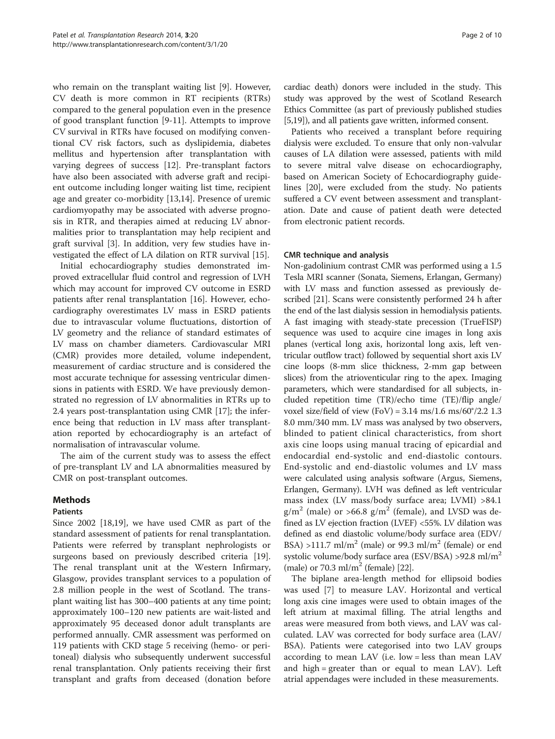who remain on the transplant waiting list [9]. However, CV death is more common in RT recipients (RTRs) compared to the general population even in the presence of good transplant function [9-11]. Attempts to improve CV survival in RTRs have focused on modifying conventional CV risk factors, such as dyslipidemia, diabetes mellitus and hypertension after transplantation with varying degrees of success [12]. Pre-transplant factors have also been associated with adverse graft and recipient outcome including longer waiting list time, recipient age and greater co-morbidity [13,14]. Presence of uremic cardiomyopathy may be associated with adverse prognosis in RTR, and therapies aimed at reducing LV abnormalities prior to transplantation may help recipient and graft survival [3]. In addition, very few studies have investigated the effect of LA dilation on RTR survival [15].

Initial echocardiography studies demonstrated improved extracellular fluid control and regression of LVH which may account for improved CV outcome in ESRD patients after renal transplantation [16]. However, echocardiography overestimates LV mass in ESRD patients due to intravascular volume fluctuations, distortion of LV geometry and the reliance of standard estimates of LV mass on chamber diameters. Cardiovascular MRI (CMR) provides more detailed, volume independent, measurement of cardiac structure and is considered the most accurate technique for assessing ventricular dimensions in patients with ESRD. We have previously demonstrated no regression of LV abnormalities in RTRs up to 2.4 years post-transplantation using CMR [17]; the inference being that reduction in LV mass after transplantation reported by echocardiography is an artefact of normalisation of intravascular volume.

The aim of the current study was to assess the effect of pre-transplant LV and LA abnormalities measured by CMR on post-transplant outcomes.

## Methods

### Patients

Since 2002 [18,19], we have used CMR as part of the standard assessment of patients for renal transplantation. Patients were referred by transplant nephrologists or surgeons based on previously described criteria [19]. The renal transplant unit at the Western Infirmary, Glasgow, provides transplant services to a population of 2.8 million people in the west of Scotland. The transplant waiting list has 300–400 patients at any time point; approximately 100–120 new patients are wait-listed and approximately 95 deceased donor adult transplants are performed annually. CMR assessment was performed on 119 patients with CKD stage 5 receiving (hemo- or peritoneal) dialysis who subsequently underwent successful renal transplantation. Only patients receiving their first transplant and grafts from deceased (donation before cardiac death) donors were included in the study. This study was approved by the west of Scotland Research Ethics Committee (as part of previously published studies [5,19]), and all patients gave written, informed consent.

Patients who received a transplant before requiring dialysis were excluded. To ensure that only non-valvular causes of LA dilation were assessed, patients with mild to severe mitral valve disease on echocardiography, based on American Society of Echocardiography guidelines [20], were excluded from the study. No patients suffered a CV event between assessment and transplantation. Date and cause of patient death were detected from electronic patient records.

### CMR technique and analysis

Non-gadolinium contrast CMR was performed using a 1.5 Tesla MRI scanner (Sonata, Siemens, Erlangen, Germany) with LV mass and function assessed as previously described [21]. Scans were consistently performed 24 h after the end of the last dialysis session in hemodialysis patients. A fast imaging with steady-state precession (TrueFISP) sequence was used to acquire cine images in long axis planes (vertical long axis, horizontal long axis, left ventricular outflow tract) followed by sequential short axis LV cine loops (8-mm slice thickness, 2-mm gap between slices) from the atrioventicular ring to the apex. Imaging parameters, which were standardised for all subjects, included repetition time (TR)/echo time (TE)/flip angle/voxel size/field of view (FoV) = 3.14 ms/1.6 ms/60°/2.2 1.3 8.0 mm/340 mm. LV mass was analysed by two observers, blinded to patient clinical characteristics, from short axis cine loops using manual tracing of epicardial and endocardial end-systolic and end-diastolic contours. End-systolic and end-diastolic volumes and LV mass were calculated using analysis software (Argus, Siemens, Erlangen, Germany). LVH was defined as left ventricular mass index (LV mass/body surface area; LVMI) >84.1 $g/m^2$ (male) or >66.8 $g/m^2$ (female), and LVSD was defined as LV ejection fraction (LVEF) <55%. LV dilation was defined as end diastolic volume/body surface area (EDV/BSA) >111.7 $ml/m^2$ (male) or 99.3 $ml/m^2$ (female) or end systolic volume/body surface area (ESV/BSA) >92.8 $ml/m^2$ (male) or 70.3 $ml/m^2$ (female) [22].

The biplane area-length method for ellipsoid bodies was used [7] to measure LAV. Horizontal and vertical long axis cine images were used to obtain images of the left atrium at maximal filling. The atrial lengths and areas were measured from both views, and LAV was calculated. LAV was corrected for body surface area (LAV/BSA). Patients were categorised into two LAV groups according to mean LAV (i.e. low = less than mean LAV and high = greater than or equal to mean LAV). Left atrial appendages were included in these measurements.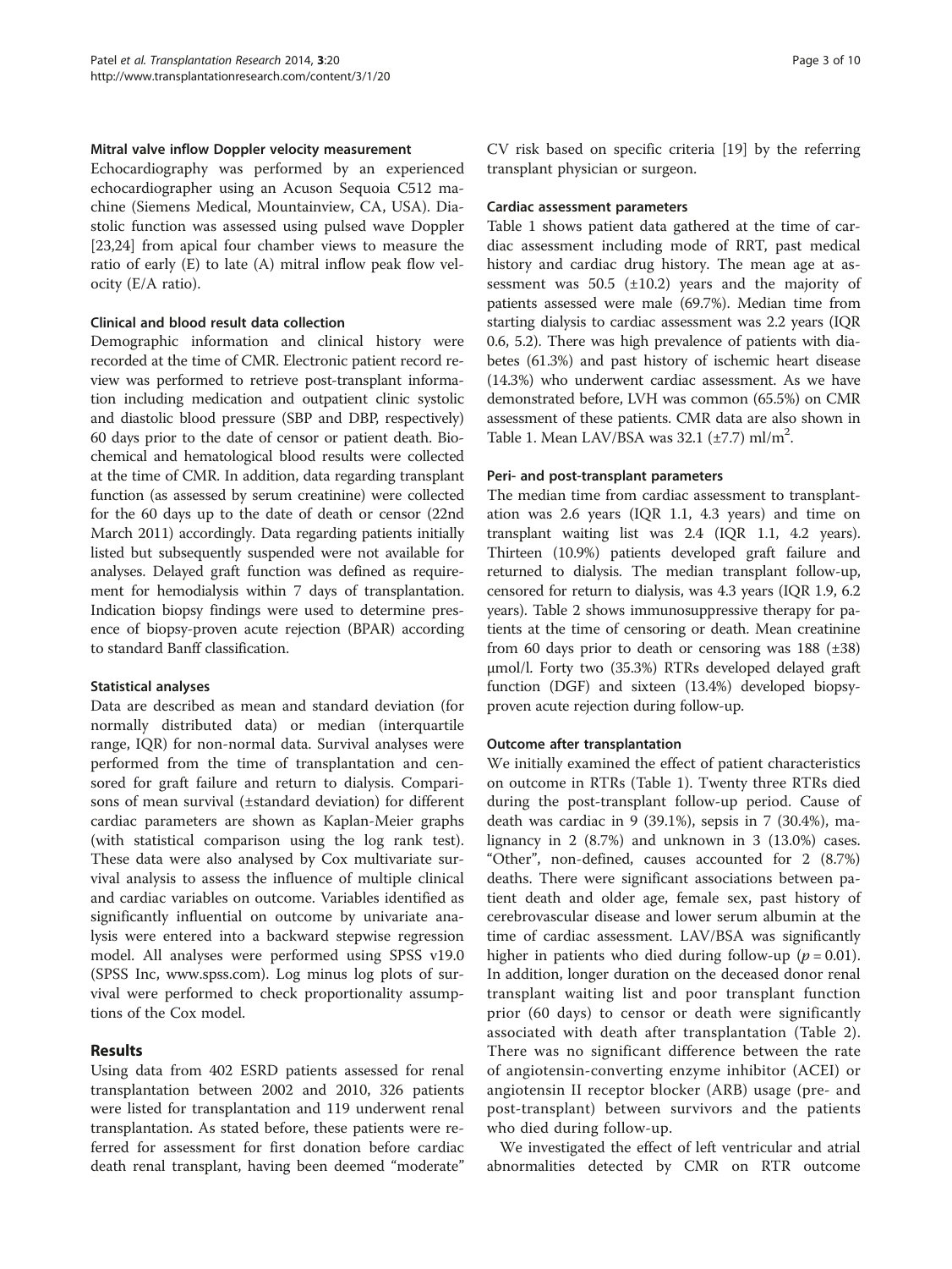### Mitral valve inflow Doppler velocity measurement

Echocardiography was performed by an experienced echocardiographer using an Acuson Sequoia C512 machine (Siemens Medical, Mountainview, CA, USA). Diastolic function was assessed using pulsed wave Doppler [23,24] from apical four chamber views to measure the ratio of early (E) to late (A) mitral inflow peak flow velocity (E/A ratio).

### Clinical and blood result data collection

Demographic information and clinical history were recorded at the time of CMR. Electronic patient record review was performed to retrieve post-transplant information including medication and outpatient clinic systolic and diastolic blood pressure (SBP and DBP, respectively) 60 days prior to the date of censor or patient death. Biochemical and hematological blood results were collected at the time of CMR. In addition, data regarding transplant function (as assessed by serum creatinine) were collected for the 60 days up to the date of death or censor (22nd March 2011) accordingly. Data regarding patients initially listed but subsequently suspended were not available for analyses. Delayed graft function was defined as requirement for hemodialysis within 7 days of transplantation. Indication biopsy findings were used to determine presence of biopsy-proven acute rejection (BPAR) according to standard Banff classification.

### Statistical analyses

Data are described as mean and standard deviation (for normally distributed data) or median (interquartile range, IQR) for non-normal data. Survival analyses were performed from the time of transplantation and censored for graft failure and return to dialysis. Comparisons of mean survival (±standard deviation) for different cardiac parameters are shown as Kaplan-Meier graphs (with statistical comparison using the log rank test). These data were also analysed by Cox multivariate survival analysis to assess the influence of multiple clinical and cardiac variables on outcome. Variables identified as significantly influential on outcome by univariate analysis were entered into a backward stepwise regression model. All analyses were performed using SPSS v19.0 (SPSS Inc, www.spss.com). Log minus log plots of survival were performed to check proportionality assumptions of the Cox model.

## Results

Using data from 402 ESRD patients assessed for renal transplantation between 2002 and 2010, 326 patients were listed for transplantation and 119 underwent renal transplantation. As stated before, these patients were referred for assessment for first donation before cardiac death renal transplant, having been deemed "moderate" CV risk based on specific criteria [19] by the referring transplant physician or surgeon.

### Cardiac assessment parameters

Table 1 shows patient data gathered at the time of cardiac assessment including mode of RRT, past medical history and cardiac drug history. The mean age at assessment was 50.5 (±10.2) years and the majority of patients assessed were male (69.7%). Median time from starting dialysis to cardiac assessment was 2.2 years (IQR 0.6, 5.2). There was high prevalence of patients with diabetes (61.3%) and past history of ischemic heart disease (14.3%) who underwent cardiac assessment. As we have demonstrated before, LVH was common (65.5%) on CMR assessment of these patients. CMR data are also shown in Table 1. Mean LAV/BSA was 32.1 (±7.7) ml/m$^2$.

### Peri- and post-transplant parameters

The median time from cardiac assessment to transplantation was 2.6 years (IQR 1.1, 4.3 years) and time on transplant waiting list was 2.4 (IQR 1.1, 4.2 years). Thirteen (10.9%) patients developed graft failure and returned to dialysis. The median transplant follow-up, censored for return to dialysis, was 4.3 years (IQR 1.9, 6.2 years). Table 2 shows immunosuppressive therapy for patients at the time of censoring or death. Mean creatinine from 60 days prior to death or censoring was 188 (±38) μmol/l. Forty two (35.3%) RTRs developed delayed graft function (DGF) and sixteen (13.4%) developed biopsy-proven acute rejection during follow-up.

### Outcome after transplantation

We initially examined the effect of patient characteristics on outcome in RTRs (Table 1). Twenty three RTRs died during the post-transplant follow-up period. Cause of death was cardiac in 9 (39.1%), sepsis in 7 (30.4%), malignancy in 2 (8.7%) and unknown in 3 (13.0%) cases. "Other", non-defined, causes accounted for 2 (8.7%) deaths. There were significant associations between patient death and older age, female sex, past history of cerebrovascular disease and lower serum albumin at the time of cardiac assessment. LAV/BSA was significantly higher in patients who died during follow-up ($p = 0.01$). In addition, longer duration on the deceased donor renal transplant waiting list and poor transplant function prior (60 days) to censor or death were significantly associated with death after transplantation (Table 2). There was no significant difference between the rate of angiotensin-converting enzyme inhibitor (ACEI) or angiotensin II receptor blocker (ARB) usage (pre- and post-transplant) between survivors and the patients who died during follow-up.

We investigated the effect of left ventricular and atrial abnormalities detected by CMR on RTR outcome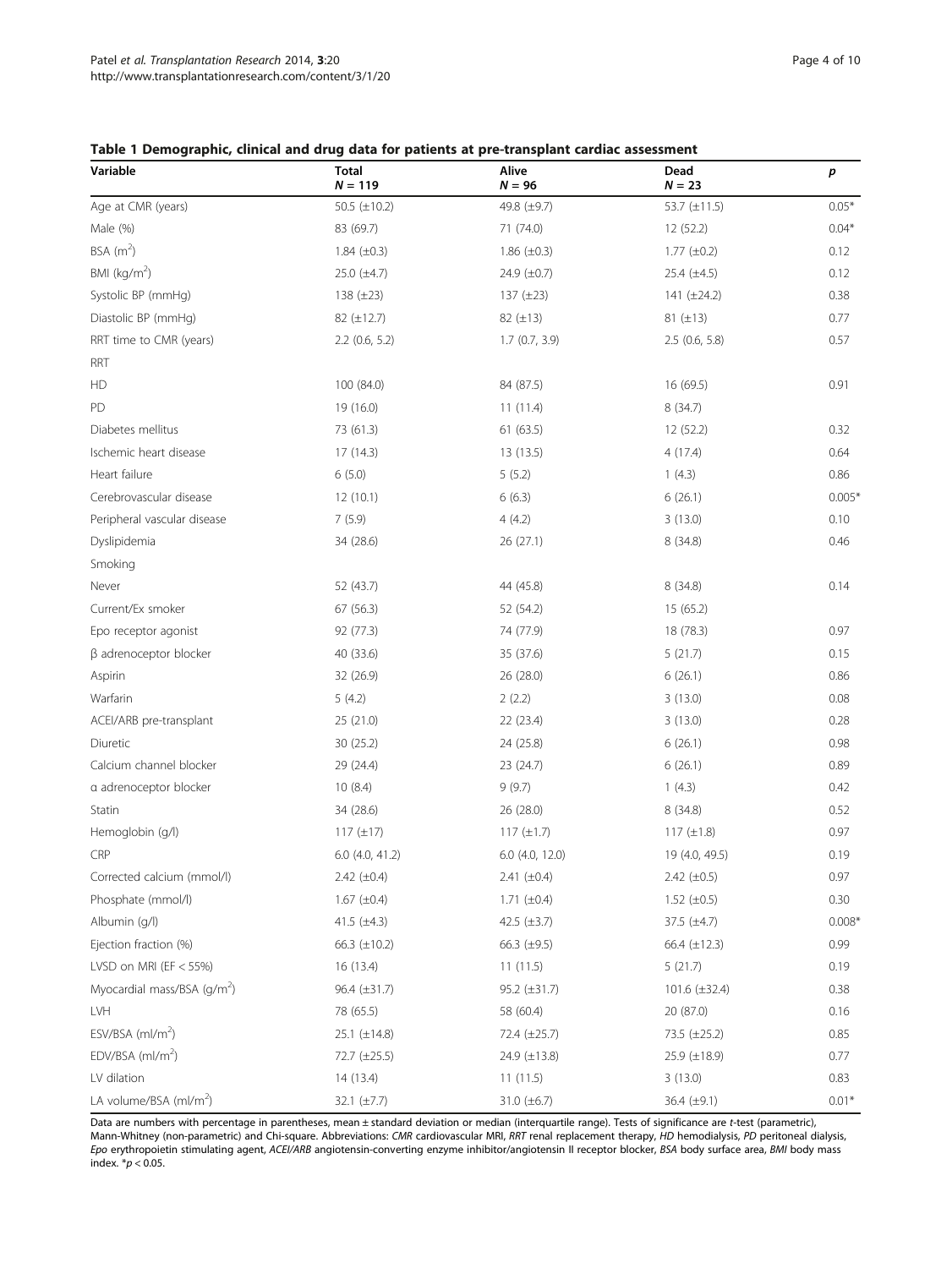**Table 1 Demographic, clinical and drug data for patients at pre-transplant cardiac assessment**

| Variable | Total $N = 119$ | Alive $N = 96$ | Dead $N = 23$ | $p$ |
|---|---|---|---|---|
| Age at CMR (years) | 50.5 (±10.2) | 49.8 (±9.7) | 53.7 (±11.5) | 0.05* |
| Male (%) | 83 (69.7) | 71 (74.0) | 12 (52.2) | 0.04* |
| BSA ($m^2$) | 1.84 (±0.3) | 1.86 (±0.3) | 1.77 (±0.2) | 0.12 |
| BMI ($kg/m^2$) | 25.0 (±4.7) | 24.9 (±0.7) | 25.4 (±4.5) | 0.12 |
| Systolic BP (mmHg) | 138 (±23) | 137 (±23) | 141 (±24.2) | 0.38 |
| Diastolic BP (mmHg) | 82 (±12.7) | 82 (±13) | 81 (±13) | 0.77 |
| RRT time to CMR (years) | 2.2 (0.6, 5.2) | 1.7 (0.7, 3.9) | 2.5 (0.6, 5.8) | 0.57 |
| RRT | | | | |
| HD | 100 (84.0) | 84 (87.5) | 16 (69.5) | 0.91 |
| PD | 19 (16.0) | 11 (11.4) | 8 (34.7) | |
| Diabetes mellitus | 73 (61.3) | 61 (63.5) | 12 (52.2) | 0.32 |
| Ischemic heart disease | 17 (14.3) | 13 (13.5) | 4 (17.4) | 0.64 |
| Heart failure | 6 (5.0) | 5 (5.2) | 1 (4.3) | 0.86 |
| Cerebrovascular disease | 12 (10.1) | 6 (6.3) | 6 (26.1) | 0.005* |
| Peripheral vascular disease | 7 (5.9) | 4 (4.2) | 3 (13.0) | 0.10 |
| Dyslipidemia | 34 (28.6) | 26 (27.1) | 8 (34.8) | 0.46 |
| Smoking | | | | |
| Never | 52 (43.7) | 44 (45.8) | 8 (34.8) | 0.14 |
| Current/Ex smoker | 67 (56.3) | 52 (54.2) | 15 (65.2) | |
| Epo receptor agonist | 92 (77.3) | 74 (77.9) | 18 (78.3) | 0.97 |
| β adrenoceptor blocker | 40 (33.6) | 35 (37.6) | 5 (21.7) | 0.15 |
| Aspirin | 32 (26.9) | 26 (28.0) | 6 (26.1) | 0.86 |
| Warfarin | 5 (4.2) | 2 (2.2) | 3 (13.0) | 0.08 |
| ACEI/ARB pre-transplant | 25 (21.0) | 22 (23.4) | 3 (13.0) | 0.28 |
| Diuretic | 30 (25.2) | 24 (25.8) | 6 (26.1) | 0.98 |
| Calcium channel blocker | 29 (24.4) | 23 (24.7) | 6 (26.1) | 0.89 |
| α adrenoceptor blocker | 10 (8.4) | 9 (9.7) | 1 (4.3) | 0.42 |
| Statin | 34 (28.6) | 26 (28.0) | 8 (34.8) | 0.52 |
| Hemoglobin (g/l) | 117 (±17) | 117 (±1.7) | 117 (±1.8) | 0.97 |
| CRP | 6.0 (4.0, 41.2) | 6.0 (4.0, 12.0) | 19 (4.0, 49.5) | 0.19 |
| Corrected calcium (mmol/l) | 2.42 (±0.4) | 2.41 (±0.4) | 2.42 (±0.5) | 0.97 |
| Phosphate (mmol/l) | 1.67 (±0.4) | 1.71 (±0.4) | 1.52 (±0.5) | 0.30 |
| Albumin (g/l) | 41.5 (±4.3) | 42.5 (±3.7) | 37.5 (±4.7) | 0.008* |
| Ejection fraction (%) | 66.3 (±10.2) | 66.3 (±9.5) | 66.4 (±12.3) | 0.99 |
| LVSD on MRI (EF < 55%) | 16 (13.4) | 11 (11.5) | 5 (21.7) | 0.19 |
| Myocardial mass/BSA ($g/m^2$) | 96.4 (±31.7) | 95.2 (±31.7) | 101.6 (±32.4) | 0.38 |
| LVH | 78 (65.5) | 58 (60.4) | 20 (87.0) | 0.16 |
| ESV/BSA ($ml/m^2$) | 25.1 (±14.8) | 72.4 (±25.7) | 73.5 (±25.2) | 0.85 |
| EDV/BSA ($ml/m^2$) | 72.7 (±25.5) | 24.9 (±13.8) | 25.9 (±18.9) | 0.77 |
| LV dilation | 14 (13.4) | 11 (11.5) | 3 (13.0) | 0.83 |
| LA volume/BSA ($ml/m^2$) | 32.1 (±7.7) | 31.0 (±6.7) | 36.4 (±9.1) | 0.01* |

Data are numbers with percentage in parentheses, mean ± standard deviation or median (interquartile range). Tests of significance are *t*-test (parametric), Mann-Whitney (non-parametric) and Chi-square. Abbreviations: *CMR* cardiovascular MRI, *RRT* renal replacement therapy, *HD* hemodialysis, *PD* peritoneal dialysis, *Epo* erythropoietin stimulating agent, *ACEI/ARB* angiotensin-converting enzyme inhibitor/angiotensin II receptor blocker, *BSA* body surface area, *BMI* body mass index. *$p < 0.05$.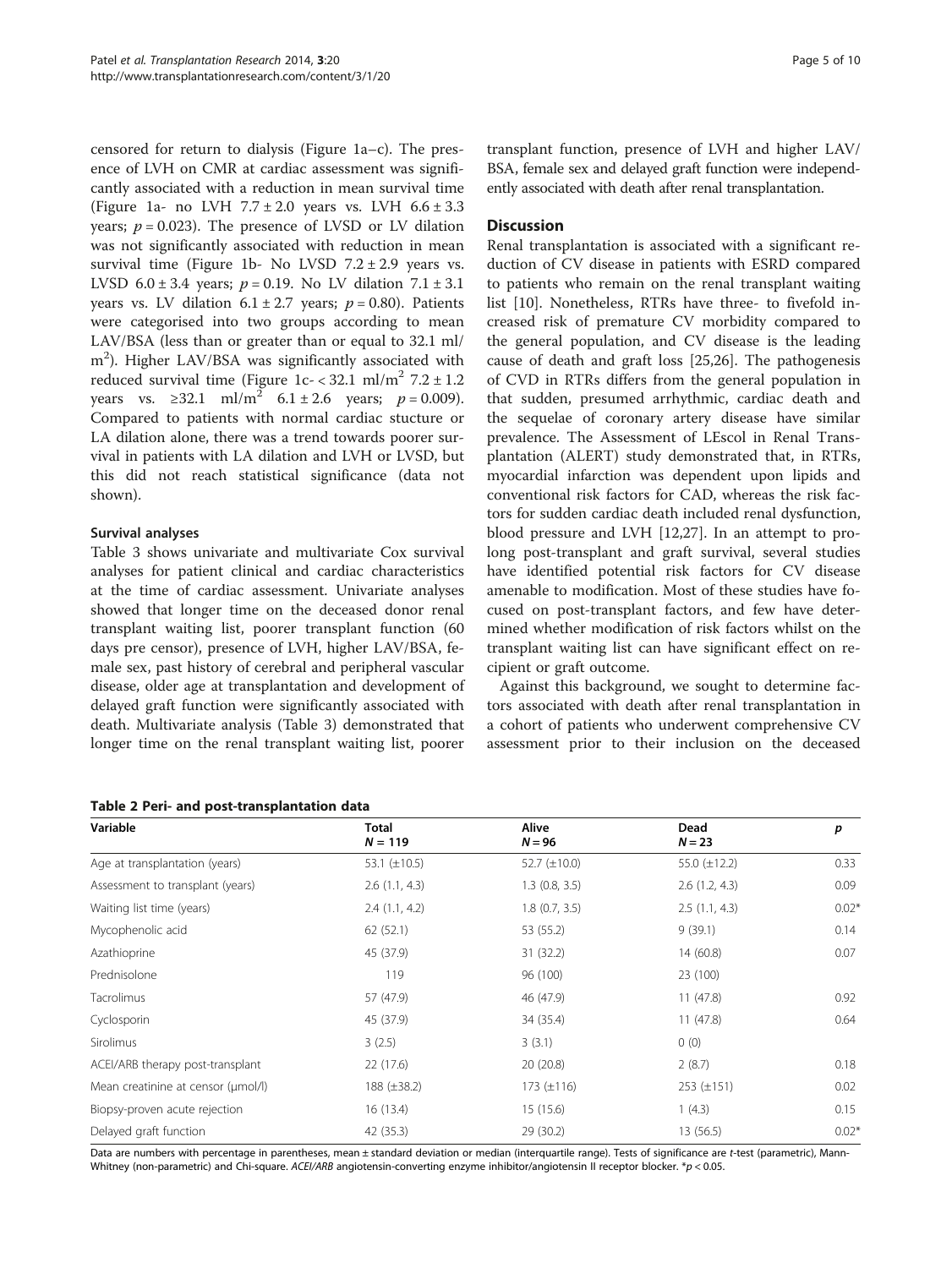censored for return to dialysis (Figure 1a–c). The presence of LVH on CMR at cardiac assessment was significantly associated with a reduction in mean survival time (Figure 1a- no LVH 7.7 ± 2.0 years vs. LVH 6.6 ± 3.3 years; $p = 0.023$). The presence of LVSD or LV dilation was not significantly associated with reduction in mean survival time (Figure 1b- No LVSD 7.2 ± 2.9 years vs. LVSD 6.0 ± 3.4 years; $p = 0.19$. No LV dilation 7.1 ± 3.1 years vs. LV dilation 6.1 ± 2.7 years; $p = 0.80$). Patients were categorised into two groups according to mean LAV/BSA (less than or greater than or equal to 32.1 ml/m$^2$). Higher LAV/BSA was significantly associated with reduced survival time (Figure 1c- < 32.1 ml/m$^2$ 7.2 ± 1.2 years vs. ≥32.1 ml/m$^2$ 6.1 ± 2.6 years; $p = 0.009$). Compared to patients with normal cardiac stucture or LA dilation alone, there was a trend towards poorer survival in patients with LA dilation and LVH or LVSD, but this did not reach statistical significance (data not shown).

### Survival analyses

Table 3 shows univariate and multivariate Cox survival analyses for patient clinical and cardiac characteristics at the time of cardiac assessment. Univariate analyses showed that longer time on the deceased donor renal transplant waiting list, poorer transplant function (60 days pre censor), presence of LVH, higher LAV/BSA, female sex, past history of cerebral and peripheral vascular disease, older age at transplantation and development of delayed graft function were significantly associated with death. Multivariate analysis (Table 3) demonstrated that longer time on the renal transplant waiting list, poorer transplant function, presence of LVH and higher LAV/BSA, female sex and delayed graft function were independently associated with death after renal transplantation.

## Discussion

Renal transplantation is associated with a significant reduction of CV disease in patients with ESRD compared to patients who remain on the renal transplant waiting list [10]. Nonetheless, RTRs have three- to fivefold increased risk of premature CV morbidity compared to the general population, and CV disease is the leading cause of death and graft loss [25,26]. The pathogenesis of CVD in RTRs differs from the general population in that sudden, presumed arrhythmic, cardiac death and the sequelae of coronary artery disease have similar prevalence. The Assessment of LEscol in Renal Transplantation (ALERT) study demonstrated that, in RTRs, myocardial infarction was dependent upon lipids and conventional risk factors for CAD, whereas the risk factors for sudden cardiac death included renal dysfunction, blood pressure and LVH [12,27]. In an attempt to prolong post-transplant and graft survival, several studies have identified potential risk factors for CV disease amenable to modification. Most of these studies have focused on post-transplant factors, and few have determined whether modification of risk factors whilst on the transplant waiting list can have significant effect on recipient or graft outcome.

Against this background, we sought to determine factors associated with death after renal transplantation in a cohort of patients who underwent comprehensive CV assessment prior to their inclusion on the deceased

**Table 2 Peri- and post-transplantation data**

| Variable | Total $N = 119$ | Alive $N = 96$ | Dead $N = 23$ | $p$ |
|---|---|---|---|---|
| Age at transplantation (years) | 53.1 (±10.5) | 52.7 (±10.0) | 55.0 (±12.2) | 0.33 |
| Assessment to transplant (years) | 2.6 (1.1, 4.3) | 1.3 (0.8, 3.5) | 2.6 (1.2, 4.3) | 0.09 |
| Waiting list time (years) | 2.4 (1.1, 4.2) | 1.8 (0.7, 3.5) | 2.5 (1.1, 4.3) | 0.02* |
| Mycophenolic acid | 62 (52.1) | 53 (55.2) | 9 (39.1) | 0.14 |
| Azathioprine | 45 (37.9) | 31 (32.2) | 14 (60.8) | 0.07 |
| Prednisolone | 119 | 96 (100) | 23 (100) | |
| Tacrolimus | 57 (47.9) | 46 (47.9) | 11 (47.8) | 0.92 |
| Cyclosporin | 45 (37.9) | 34 (35.4) | 11 (47.8) | 0.64 |
| Sirolimus | 3 (2.5) | 3 (3.1) | 0 (0) | |
| ACEI/ARB therapy post-transplant | 22 (17.6) | 20 (20.8) | 2 (8.7) | 0.18 |
| Mean creatinine at censor (μmol/l) | 188 (±38.2) | 173 (±116) | 253 (±151) | 0.02 |
| Biopsy-proven acute rejection | 16 (13.4) | 15 (15.6) | 1 (4.3) | 0.15 |
| Delayed graft function | 42 (35.3) | 29 (30.2) | 13 (56.5) | 0.02* |

Data are numbers with percentage in parentheses, mean ± standard deviation or median (interquartile range). Tests of significance are *t*-test (parametric), Mann-Whitney (non-parametric) and Chi-square. *ACEI/ARB* angiotensin-converting enzyme inhibitor/angiotensin II receptor blocker. *$p < 0.05$.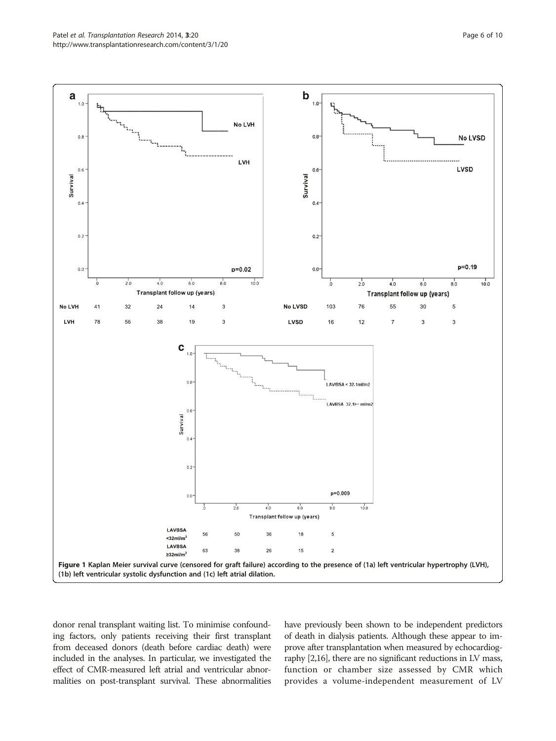Figure 1 Kaplan Meier survival curve (censored for graft failure) according to the presence of (1a) left ventricular hypertrophy (LVH), (1b) left ventricular systolic dysfunction and (1c) left atrial dilation.

donor renal transplant waiting list. To minimise confounding factors, only patients receiving their first transplant from deceased donors (death before cardiac death) were included in the analyses. In particular, we investigated the effect of CMR-measured left atrial and ventricular abnormalities on post-transplant survival. These abnormalities have previously been shown to be independent predictors of death in dialysis patients. Although these appear to improve after transplantation when measured by echocardiography [2,16], there are no significant reductions in LV mass, function or chamber size assessed by CMR which provides a volume-independent measurement of LV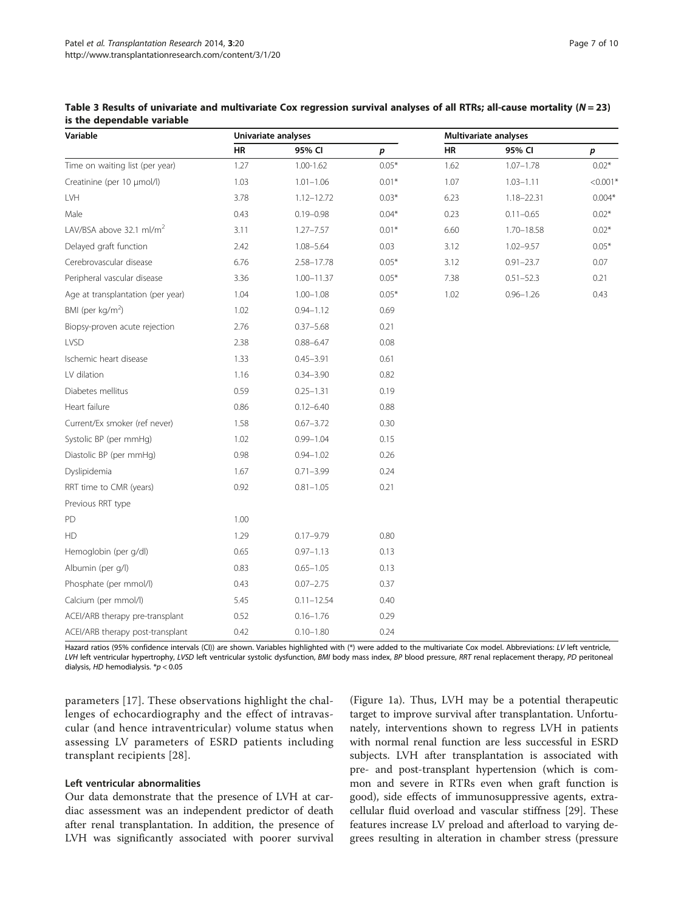**Table 3 Results of univariate and multivariate Cox regression survival analyses of all RTRs; all-cause mortality ($N = 23$) is the dependable variable**

| Variable | Univariate analyses | | | Multivariate analyses | | |
|---|---|---|---|---|---|---|
| | HR | 95% CI | p | HR | 95% CI | p |
| Time on waiting list (per year) | 1.27 | 1.00-1.62 | 0.05* | 1.62 | 1.07–1.78 | 0.02* |
| Creatinine (per 10 μmol/l) | 1.03 | 1.01–1.06 | 0.01* | 1.07 | 1.03–1.11 | <0.001* |
| LVH | 3.78 | 1.12–12.72 | 0.03* | 6.23 | 1.18–22.31 | 0.004* |
| Male | 0.43 | 0.19–0.98 | 0.04* | 0.23 | 0.11–0.65 | 0.02* |
| LAV/BSA above 32.1 ml/m$^2$ | 3.11 | 1.27–7.57 | 0.01* | 6.60 | 1.70–18.58 | 0.02* |
| Delayed graft function | 2.42 | 1.08–5.64 | 0.03 | 3.12 | 1.02–9.57 | 0.05* |
| Cerebrovascular disease | 6.76 | 2.58–17.78 | 0.05* | 3.12 | 0.91–23.7 | 0.07 |
| Peripheral vascular disease | 3.36 | 1.00–11.37 | 0.05* | 7.38 | 0.51–52.3 | 0.21 |
| Age at transplantation (per year) | 1.04 | 1.00–1.08 | 0.05* | 1.02 | 0.96–1.26 | 0.43 |
| BMI (per kg/m$^2$) | 1.02 | 0.94–1.12 | 0.69 | | | |
| Biopsy-proven acute rejection | 2.76 | 0.37–5.68 | 0.21 | | | |
| LVSD | 2.38 | 0.88–6.47 | 0.08 | | | |
| Ischemic heart disease | 1.33 | 0.45–3.91 | 0.61 | | | |
| LV dilation | 1.16 | 0.34–3.90 | 0.82 | | | |
| Diabetes mellitus | 0.59 | 0.25–1.31 | 0.19 | | | |
| Heart failure | 0.86 | 0.12–6.40 | 0.88 | | | |
| Current/Ex smoker (ref never) | 1.58 | 0.67–3.72 | 0.30 | | | |
| Systolic BP (per mmHg) | 1.02 | 0.99–1.04 | 0.15 | | | |
| Diastolic BP (per mmHg) | 0.98 | 0.94–1.02 | 0.26 | | | |
| Dyslipidemia | 1.67 | 0.71–3.99 | 0.24 | | | |
| RRT time to CMR (years) | 0.92 | 0.81–1.05 | 0.21 | | | |
| Previous RRT type | | | | | | |
| PD | 1.00 | | | | | |
| HD | 1.29 | 0.17–9.79 | 0.80 | | | |
| Hemoglobin (per g/dl) | 0.65 | 0.97–1.13 | 0.13 | | | |
| Albumin (per g/l) | 0.83 | 0.65–1.05 | 0.13 | | | |
| Phosphate (per mmol/l) | 0.43 | 0.07–2.75 | 0.37 | | | |
| Calcium (per mmol/l) | 5.45 | 0.11–12.54 | 0.40 | | | |
| ACEI/ARB therapy pre-transplant | 0.52 | 0.16–1.76 | 0.29 | | | |
| ACEI/ARB therapy post-transplant | 0.42 | 0.10–1.80 | 0.24 | | | |

Hazard ratios (95% confidence intervals (CI)) are shown. Variables highlighted with (*) were added to the multivariate Cox model. Abbreviations: *LV* left ventricle, *LVH* left ventricular hypertrophy, *LVSD* left ventricular systolic dysfunction, *BMI* body mass index, *BP* blood pressure, *RRT* renal replacement therapy, *PD* peritoneal dialysis, *HD* hemodialysis. *$p < 0.05$

parameters [17]. These observations highlight the challenges of echocardiography and the effect of intravascular (and hence intraventricular) volume status when assessing LV parameters of ESRD patients including transplant recipients [28].

### Left ventricular abnormalities

Our data demonstrate that the presence of LVH at cardiac assessment was an independent predictor of death after renal transplantation. In addition, the presence of LVH was significantly associated with poorer survival (Figure 1a). Thus, LVH may be a potential therapeutic target to improve survival after transplantation. Unfortunately, interventions shown to regress LVH in patients with normal renal function are less successful in ESRD subjects. LVH after transplantation is associated with pre- and post-transplant hypertension (which is common and severe in RTRs even when graft function is good), side effects of immunosuppressive agents, extracellular fluid overload and vascular stiffness [29]. These features increase LV preload and afterload to varying degrees resulting in alteration in chamber stress (pressure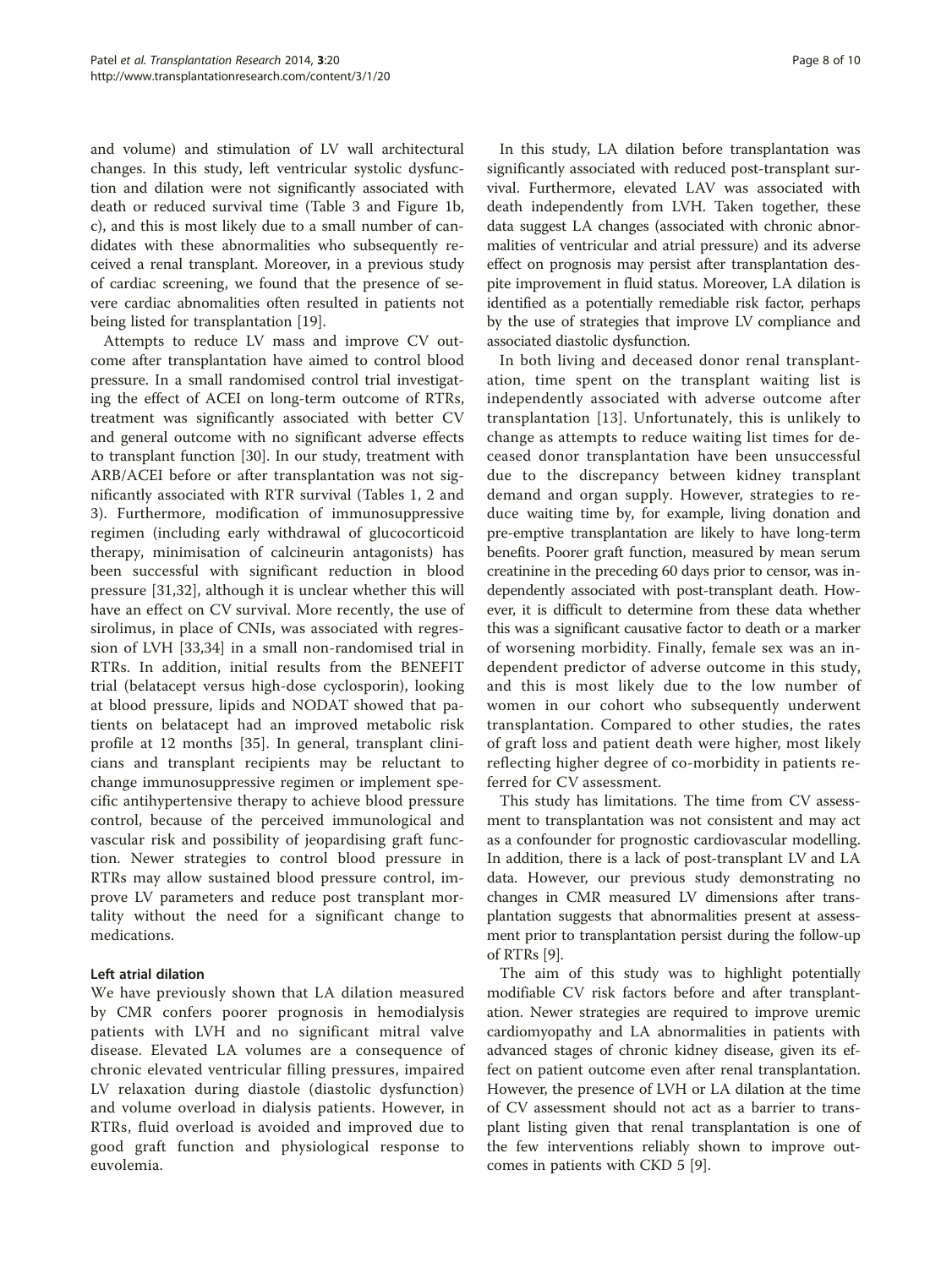and volume) and stimulation of LV wall architectural changes. In this study, left ventricular systolic dysfunction and dilation were not significantly associated with death or reduced survival time (Table 3 and Figure 1b, c), and this is most likely due to a small number of candidates with these abnormalities who subsequently received a renal transplant. Moreover, in a previous study of cardiac screening, we found that the presence of severe cardiac abnomalities often resulted in patients not being listed for transplantation [19].

Attempts to reduce LV mass and improve CV outcome after transplantation have aimed to control blood pressure. In a small randomised control trial investigating the effect of ACEI on long-term outcome of RTRs, treatment was significantly associated with better CV and general outcome with no significant adverse effects to transplant function [30]. In our study, treatment with ARB/ACEI before or after transplantation was not significantly associated with RTR survival (Tables 1, 2 and 3). Furthermore, modification of immunosuppressive regimen (including early withdrawal of glucocorticoid therapy, minimisation of calcineurin antagonists) has been successful with significant reduction in blood pressure [31,32], although it is unclear whether this will have an effect on CV survival. More recently, the use of sirolimus, in place of CNIs, was associated with regression of LVH [33,34] in a small non-randomised trial in RTRs. In addition, initial results from the BENEFIT trial (belatacept versus high-dose cyclosporin), looking at blood pressure, lipids and NODAT showed that patients on belatacept had an improved metabolic risk profile at 12 months [35]. In general, transplant clinicians and transplant recipients may be reluctant to change immunosuppressive regimen or implement specific antihypertensive therapy to achieve blood pressure control, because of the perceived immunological and vascular risk and possibility of jeopardising graft function. Newer strategies to control blood pressure in RTRs may allow sustained blood pressure control, improve LV parameters and reduce post transplant mortality without the need for a significant change to medications.

### Left atrial dilation

We have previously shown that LA dilation measured by CMR confers poorer prognosis in hemodialysis patients with LVH and no significant mitral valve disease. Elevated LA volumes are a consequence of chronic elevated ventricular filling pressures, impaired LV relaxation during diastole (diastolic dysfunction) and volume overload in dialysis patients. However, in RTRs, fluid overload is avoided and improved due to good graft function and physiological response to euvolemia.

In this study, LA dilation before transplantation was significantly associated with reduced post-transplant survival. Furthermore, elevated LAV was associated with death independently from LVH. Taken together, these data suggest LA changes (associated with chronic abnormalities of ventricular and atrial pressure) and its adverse effect on prognosis may persist after transplantation despite improvement in fluid status. Moreover, LA dilation is identified as a potentially remediable risk factor, perhaps by the use of strategies that improve LV compliance and associated diastolic dysfunction.

In both living and deceased donor renal transplantation, time spent on the transplant waiting list is independently associated with adverse outcome after transplantation [13]. Unfortunately, this is unlikely to change as attempts to reduce waiting list times for deceased donor transplantation have been unsuccessful due to the discrepancy between kidney transplant demand and organ supply. However, strategies to reduce waiting time by, for example, living donation and pre-emptive transplantation are likely to have long-term benefits. Poorer graft function, measured by mean serum creatinine in the preceding 60 days prior to censor, was independently associated with post-transplant death. However, it is difficult to determine from these data whether this was a significant causative factor to death or a marker of worsening morbidity. Finally, female sex was an independent predictor of adverse outcome in this study, and this is most likely due to the low number of women in our cohort who subsequently underwent transplantation. Compared to other studies, the rates of graft loss and patient death were higher, most likely reflecting higher degree of co-morbidity in patients referred for CV assessment.

This study has limitations. The time from CV assessment to transplantation was not consistent and may act as a confounder for prognostic cardiovascular modelling. In addition, there is a lack of post-transplant LV and LA data. However, our previous study demonstrating no changes in CMR measured LV dimensions after transplantation suggests that abnormalities present at assessment prior to transplantation persist during the follow-up of RTRs [9].

The aim of this study was to highlight potentially modifiable CV risk factors before and after transplantation. Newer strategies are required to improve uremic cardiomyopathy and LA abnormalities in patients with advanced stages of chronic kidney disease, given its effect on patient outcome even after renal transplantation. However, the presence of LVH or LA dilation at the time of CV assessment should not act as a barrier to transplant listing given that renal transplantation is one of the few interventions reliably shown to improve outcomes in patients with CKD 5 [9].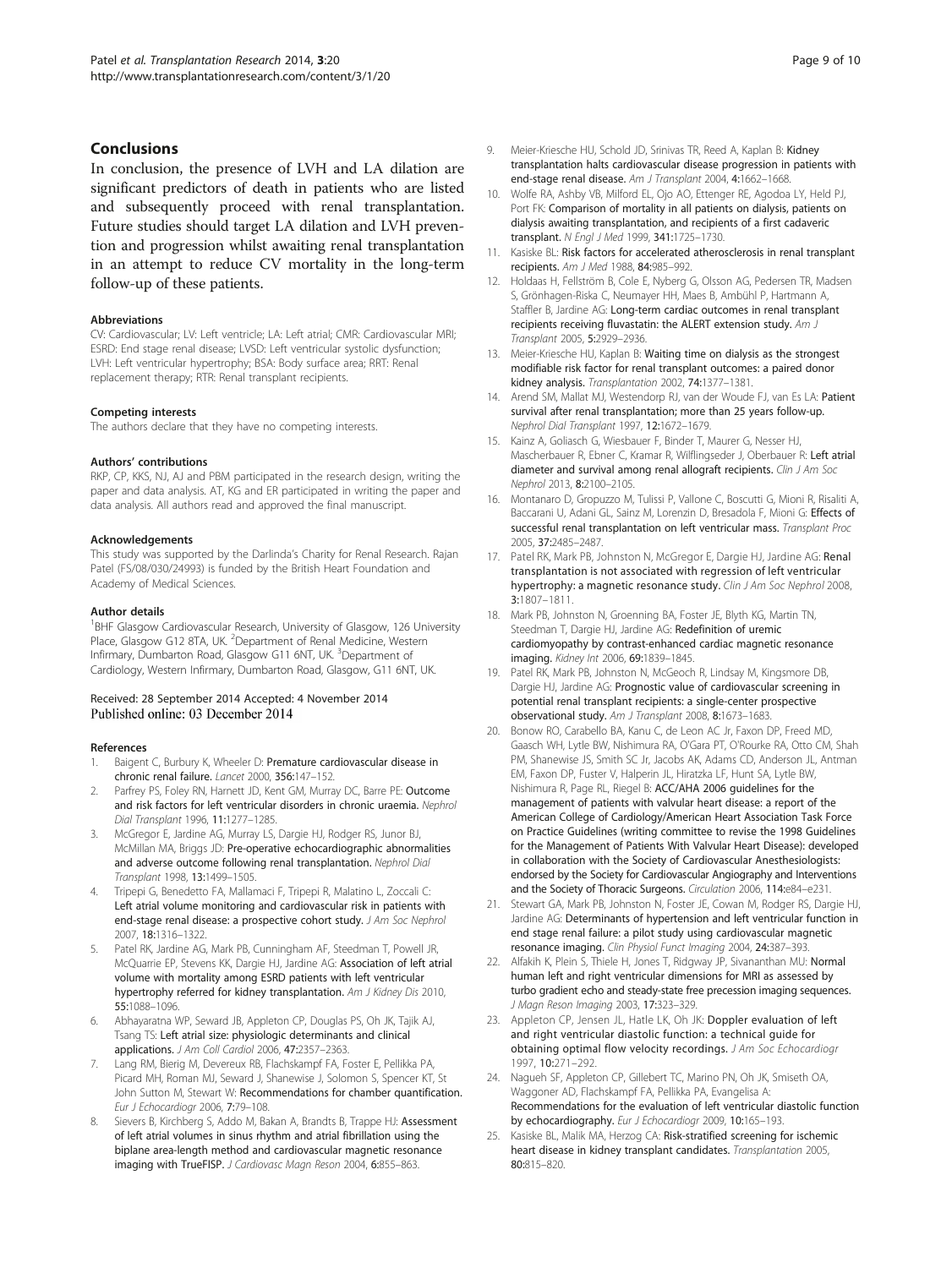## Conclusions

In conclusion, the presence of LVH and LA dilation are significant predictors of death in patients who are listed and subsequently proceed with renal transplantation. Future studies should target LA dilation and LVH prevention and progression whilst awaiting renal transplantation in an attempt to reduce CV mortality in the long-term follow-up of these patients.

#### Abbreviations

CV: Cardiovascular; LV: Left ventricle; LA: Left atrial; CMR: Cardiovascular MRI; ESRD: End stage renal disease; LVSD: Left ventricular systolic dysfunction; LVH: Left ventricular hypertrophy; BSA: Body surface area; RRT: Renal replacement therapy; RTR: Renal transplant recipients.

#### Competing interests

The authors declare that they have no competing interests.

#### Authors' contributions

RKP, CP, KKS, NJ, AJ and PBM participated in the research design, writing the paper and data analysis. AT, KG and ER participated in writing the paper and data analysis. All authors read and approved the final manuscript.

#### Acknowledgements

This study was supported by the Darlinda's Charity for Renal Research. Rajan Patel (FS/08/030/24993) is funded by the British Heart Foundation and Academy of Medical Sciences.

#### Author details

[1]BHF Glasgow Cardiovascular Research, University of Glasgow, 126 University Place, Glasgow G12 8TA, UK. [2]Department of Renal Medicine, Western Infirmary, Dumbarton Road, Glasgow G11 6NT, UK. [3]Department of Cardiology, Western Infirmary, Dumbarton Road, Glasgow, G11 6NT, UK.

Received: 28 September 2014 Accepted: 4 November 2014
Published online: 03 December 2014

#### References

1. Baigent C, Burbury K, Wheeler D: **Premature cardiovascular disease in chronic renal failure.** *Lancet* 2000, **356:**147–152.
2. Parfrey PS, Foley RN, Harnett JD, Kent GM, Murray DC, Barre PE: **Outcome and risk factors for left ventricular disorders in chronic uraemia.** *Nephrol Dial Transplant* 1996, **11:**1277–1285.
3. McGregor E, Jardine AG, Murray LS, Dargie HJ, Rodger RS, Junor BJ, McMillan MA, Briggs JD: **Pre-operative echocardiographic abnormalities and adverse outcome following renal transplantation.** *Nephrol Dial Transplant* 1998, **13:**1499–1505.
4. Tripepi G, Benedetto FA, Mallamaci F, Tripepi R, Malatino L, Zoccali C: **Left atrial volume monitoring and cardiovascular risk in patients with end-stage renal disease: a prospective cohort study.** *J Am Soc Nephrol* 2007, **18:**1316–1322.
5. Patel RK, Jardine AG, Mark PB, Cunningham AF, Steedman T, Powell JR, McQuarrie EP, Stevens KK, Dargie HJ, Jardine AG: **Association of left atrial volume with mortality among ESRD patients with left ventricular hypertrophy referred for kidney transplantation.** *Am J Kidney Dis* 2010, **55:**1088–1096.
6. Abhayaratna WP, Seward JB, Appleton CP, Douglas PS, Oh JK, Tajik AJ, Tsang TS: **Left atrial size: physiologic determinants and clinical applications.** *J Am Coll Cardiol* 2006, **47:**2357–2363.
7. Lang RM, Bierig M, Devereux RB, Flachskampf FA, Foster E, Pellikka PA, Picard MH, Roman MJ, Seward J, Shanewise J, Solomon S, Spencer KT, St John Sutton M, Stewart W: **Recommendations for chamber quantification.** *Eur J Echocardiogr* 2006, **7:**79–108.
8. Sievers B, Kirchberg S, Addo M, Bakan A, Brandts B, Trappe HJ: **Assessment of left atrial volumes in sinus rhythm and atrial fibrillation using the biplane area-length method and cardiovascular magnetic resonance imaging with TrueFISP.** *J Cardiovasc Magn Reson* 2004, **6:**855–863.
9. Meier-Kriesche HU, Schold JD, Srinivas TR, Reed A, Kaplan B: **Kidney transplantation halts cardiovascular disease progression in patients with end-stage renal disease.** *Am J Transplant* 2004, **4:**1662–1668.
10. Wolfe RA, Ashby VB, Milford EL, Ojo AO, Ettenger RE, Agodoa LY, Held PJ, Port FK: **Comparison of mortality in all patients on dialysis, patients on dialysis awaiting transplantation, and recipients of a first cadaveric transplant.** *N Engl J Med* 1999, **341:**1725–1730.
11. Kasiske BL: **Risk factors for accelerated atherosclerosis in renal transplant recipients.** *Am J Med* 1988, **84:**985–992.
12. Holdaas H, Fellström B, Cole E, Nyberg G, Olsson AG, Pedersen TR, Madsen S, Grönhagen-Riska C, Neumayer HH, Maes B, Ambühl P, Hartmann A, Staffler B, Jardine AG: **Long-term cardiac outcomes in renal transplant recipients receiving fluvastatin: the ALERT extension study.** *Am J Transplant* 2005, **5:**2929–2936.
13. Meier-Kriesche HU, Kaplan B: **Waiting time on dialysis as the strongest modifiable risk factor for renal transplant outcomes: a paired donor kidney analysis.** *Transplantation* 2002, **74:**1377–1381.
14. Arend SM, Mallat MJ, Westendorp RJ, van der Woude FJ, van Es LA: **Patient survival after renal transplantation; more than 25 years follow-up.** *Nephrol Dial Transplant* 1997, **12:**1672–1679.
15. Kainz A, Goliasch G, Wiesbauer F, Binder T, Maurer G, Nesser HJ, Mascherbauer R, Ebner C, Kramar R, Wilflingseder J, Oberbauer R: **Left atrial diameter and survival among renal allograft recipients.** *Clin J Am Soc Nephrol* 2013, **8:**2100–2105.
16. Montanaro D, Gropuzzo M, Tulissi P, Vallone C, Boscutti G, Mioni R, Risaliti A, Baccarani U, Adani GL, Sainz M, Lorenzin D, Bresadola F, Mioni G: **Effects of successful renal transplantation on left ventricular mass.** *Transplant Proc* 2005, **37:**2485–2487.
17. Patel RK, Mark PB, Johnston N, McGregor E, Dargie HJ, Jardine AG: **Renal transplantation is not associated with regression of left ventricular hypertrophy: a magnetic resonance study.** *Clin J Am Soc Nephrol* 2008, **3:**1807–1811.
18. Mark PB, Johnston N, Groenning BA, Foster JE, Blyth KG, Martin TN, Steedman T, Dargie HJ, Jardine AG: **Redefinition of uremic cardiomyopathy by contrast-enhanced cardiac magnetic resonance imaging.** *Kidney Int* 2006, **69:**1839–1845.
19. Patel RK, Mark PB, Johnston N, McGeoch R, Lindsay M, Kingsmore DB, Dargie HJ, Jardine AG: **Prognostic value of cardiovascular screening in potential renal transplant recipients: a single-center prospective observational study.** *Am J Transplant* 2008, **8:**1673–1683.
20. Bonow RO, Carabello BA, Kanu C, de Leon AC Jr, Faxon DP, Freed MD, Gaasch WH, Lytle BW, Nishimura RA, O'Gara PT, O'Rourke RA, Otto CM, Shah PM, Shanewise JS, Smith SC Jr, Jacobs AK, Adams CD, Anderson JL, Antman EM, Faxon DP, Fuster V, Halperin JL, Hiratzka LF, Hunt SA, Lytle BW, Nishimura R, Page RL, Riegel B: **ACC/AHA 2006 guidelines for the management of patients with valvular heart disease: a report of the American College of Cardiology/American Heart Association Task Force on Practice Guidelines (writing committee to revise the 1998 Guidelines for the Management of Patients With Valvular Heart Disease): developed in collaboration with the Society of Cardiovascular Anesthesiologists: endorsed by the Society for Cardiovascular Angiography and Interventions and the Society of Thoracic Surgeons.** *Circulation* 2006, **114:**e84–e231.
21. Stewart GA, Mark PB, Johnston N, Foster JE, Cowan M, Rodger RS, Dargie HJ, Jardine AG: **Determinants of hypertension and left ventricular function in end stage renal failure: a pilot study using cardiovascular magnetic resonance imaging.** *Clin Physiol Funct Imaging* 2004, **24:**387–393.
22. Alfakih K, Plein S, Thiele H, Jones T, Ridgway JP, Sivananthan MU: **Normal human left and right ventricular dimensions for MRI as assessed by turbo gradient echo and steady-state free precession imaging sequences.** *J Magn Reson Imaging* 2003, **17:**323–329.
23. Appleton CP, Jensen JL, Hatle LK, Oh JK: **Doppler evaluation of left and right ventricular diastolic function: a technical guide for obtaining optimal flow velocity recordings.** *J Am Soc Echocardiogr* 1997, **10:**271–292.
24. Nagueh SF, Appleton CP, Gillebert TC, Marino PN, Oh JK, Smiseth OA, Waggoner AD, Flachskampf FA, Pellikka PA, Evangelisa A: **Recommendations for the evaluation of left ventricular diastolic function by echocardiography.** *Eur J Echocardiogr* 2009, **10:**165–193.
25. Kasiske BL, Malik MA, Herzog CA: **Risk-stratified screening for ischemic heart disease in kidney transplant candidates.** *Transplantation* 2005, **80:**815–820.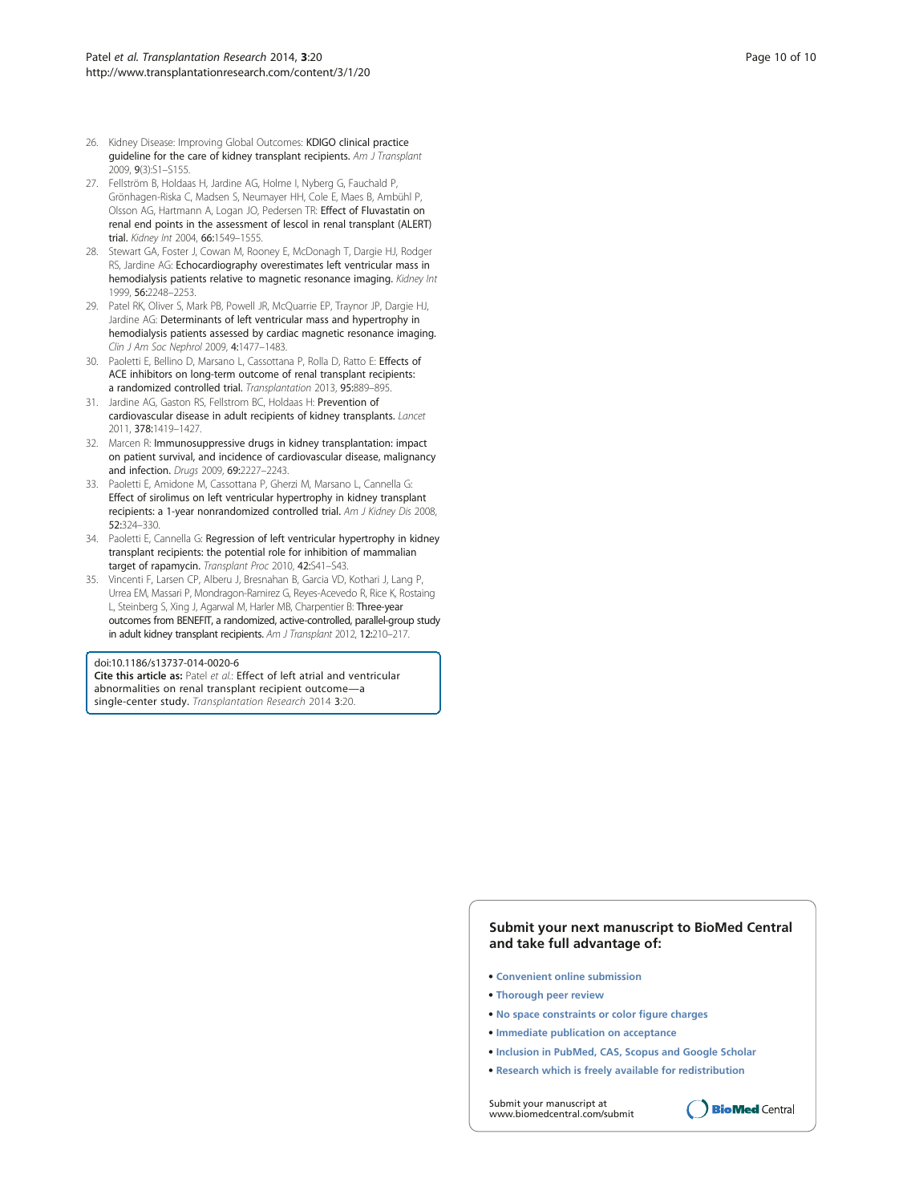26. Kidney Disease: Improving Global Outcomes: KDIGO clinical practice guideline for the care of kidney transplant recipients. *Am J Transplant* 2009, **9**(3):S1–S155.
27. Fellström B, Holdaas H, Jardine AG, Holme I, Nyberg G, Fauchald P, Grönhagen-Riska C, Madsen S, Neumayer HH, Cole E, Maes B, Ambühl P, Olsson AG, Hartmann A, Logan JO, Pedersen TR: Effect of Fluvastatin on renal end points in the assessment of lescol in renal transplant (ALERT) trial. *Kidney Int* 2004, **66**:1549–1555.
28. Stewart GA, Foster J, Cowan M, Rooney E, McDonagh T, Dargie HJ, Rodger RS, Jardine AG: Echocardiography overestimates left ventricular mass in hemodialysis patients relative to magnetic resonance imaging. *Kidney Int* 1999, **56**:2248–2253.
29. Patel RK, Oliver S, Mark PB, Powell JR, McQuarrie EP, Traynor JP, Dargie HJ, Jardine AG: Determinants of left ventricular mass and hypertrophy in hemodialysis patients assessed by cardiac magnetic resonance imaging. *Clin J Am Soc Nephrol* 2009, **4**:1477–1483.
30. Paoletti E, Bellino D, Marsano L, Cassottana P, Rolla D, Ratto E: Effects of ACE inhibitors on long-term outcome of renal transplant recipients: a randomized controlled trial. *Transplantation* 2013, **95**:889–895.
31. Jardine AG, Gaston RS, Fellstrom BC, Holdaas H: Prevention of cardiovascular disease in adult recipients of kidney transplants. *Lancet* 2011, **378**:1419–1427.
32. Marcen R: Immunosuppressive drugs in kidney transplantation: impact on patient survival, and incidence of cardiovascular disease, malignancy and infection. *Drugs* 2009, **69**:2227–2243.
33. Paoletti E, Amidone M, Cassottana P, Gherzi M, Marsano L, Cannella G: Effect of sirolimus on left ventricular hypertrophy in kidney transplant recipients: a 1-year nonrandomized controlled trial. *Am J Kidney Dis* 2008, **52**:324–330.
34. Paoletti E, Cannella G: Regression of left ventricular hypertrophy in kidney transplant recipients: the potential role for inhibition of mammalian target of rapamycin. *Transplant Proc* 2010, **42**:S41–S43.
35. Vincenti F, Larsen CP, Alberu J, Bresnahan B, Garcia VD, Kothari J, Lang P, Urrea EM, Massari P, Mondragon-Ramirez G, Reyes-Acevedo R, Rice K, Rostaing L, Steinberg S, Xing J, Agarwal M, Harler MB, Charpentier B: Three-year outcomes from BENEFIT, a randomized, active-controlled, parallel-group study in adult kidney transplant recipients. *Am J Transplant* 2012, **12**:210–217.

doi:10.1186/s13737-014-0020-6
**Cite this article as:** Patel *et al.*: Effect of left atrial and ventricular abnormalities on renal transplant recipient outcome—a single-center study. *Transplantation Research* 2014 **3**:20.

**Submit your next manuscript to BioMed Central and take full advantage of:**

- **Convenient online submission**
- **Thorough peer review**
- **No space constraints or color figure charges**
- **Immediate publication on acceptance**
- **Inclusion in PubMed, CAS, Scopus and Google Scholar**
- **Research which is freely available for redistribution**

Submit your manuscript at
www.biomedcentral.com/submit